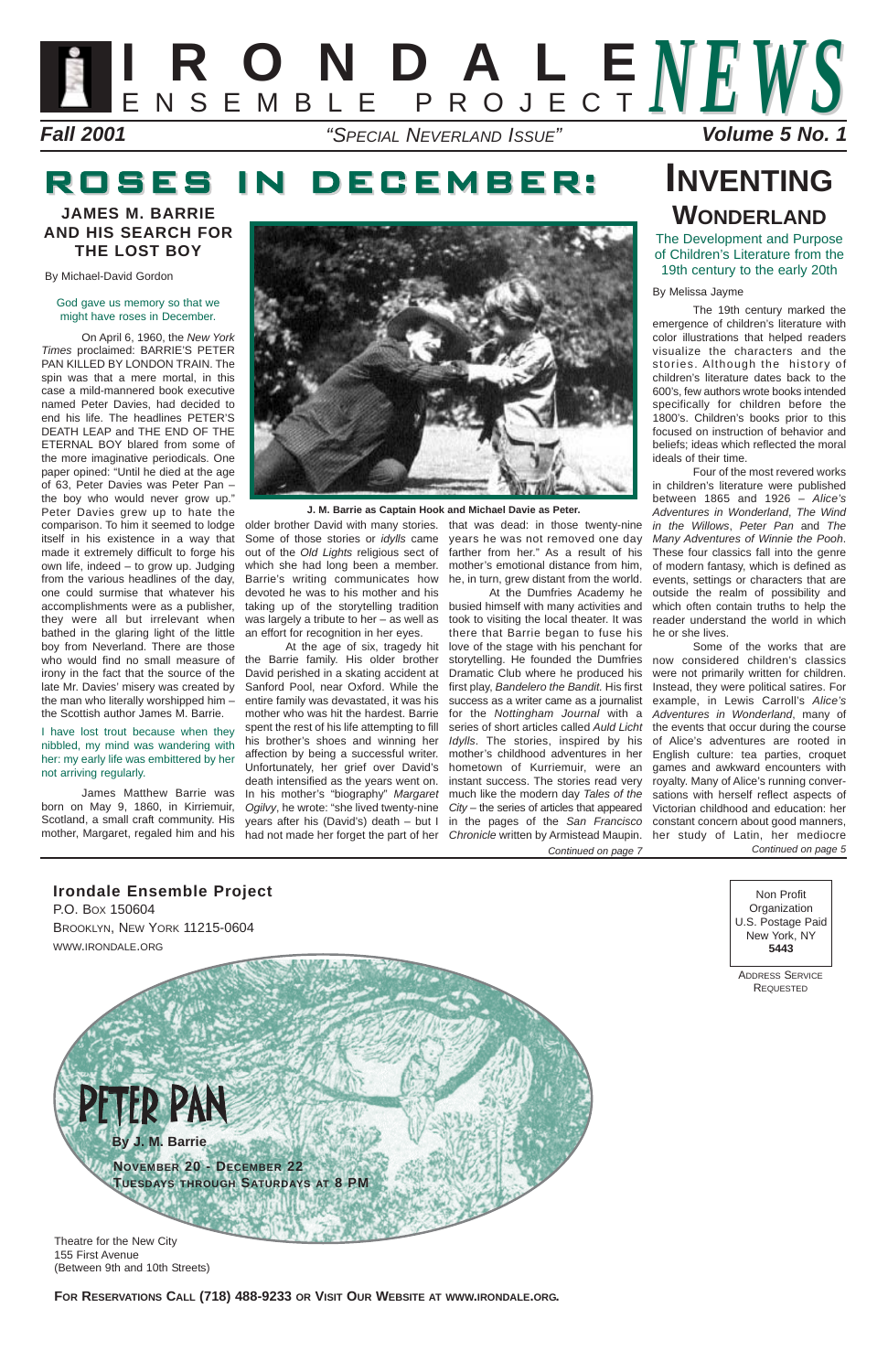# IRONDALE ENSEMBLE PROJECT NEWS

***Fall 2001*** — *"Special Neverland Issue"* — ***Volume 5 No. 1***

## ROSES IN DECEMBER:

### JAMES M. BARRIE AND HIS SEARCH FOR THE LOST BOY

By Michael-David Gordon

God gave us memory so that we might have roses in December.

On April 6, 1960, the *New York Times* proclaimed: BARRIE'S PETER PAN KILLED BY LONDON TRAIN. The spin was that a mere mortal, in this case a mild-mannered book executive named Peter Davies, had decided to end his life. The headlines PETER'S DEATH LEAP and THE END OF THE ETERNAL BOY blared from some of the more imaginative periodicals. One paper opined: "Until he died at the age of 63, Peter Davies was Peter Pan – the boy who would never grow up." Peter Davies grew up to hate the comparison. To him it seemed to lodge itself in his existence in a way that made it extremely difficult to forge his own life, indeed – to grow up. Judging from the various headlines of the day, one could surmise that whatever his accomplishments were as a publisher, they were all but irrelevant when bathed in the glaring light of the little boy from Neverland. There are those who would find no small measure of irony in the fact that the source of the late Mr. Davies' misery was created by the man who literally worshipped him – the Scottish author James M. Barrie.

I have lost trout because when they nibbled, my mind was wandering with her: my early life was embittered by her not arriving regularly.

James Matthew Barrie was born on May 9, 1860, in Kirriemuir, Scotland, a small craft community. His mother, Margaret, regaled him and his older brother David with many stories. Some of those stories or *idylls* came out of the *Old Lights* religious sect of which she had long been a member. Barrie's writing communicates how devoted he was to his mother and his taking up of the storytelling tradition was largely a tribute to her – as well as an effort for recognition in her eyes.

At the age of six, tragedy hit the Barrie family. His older brother David perished in a skating accident at Sanford Pool, near Oxford. While the entire family was devastated, it was his mother who was hit the hardest. Barrie spent the rest of his life attempting to fill his brother's shoes and winning her affection by being a successful writer. Unfortunately, her grief over David's death intensified as the years went on. In his mother's "biography" *Margaret Ogilvy*, he wrote: "she lived twenty-nine years after his (David's) death – but I had not made her forget the part of her that was dead: in those twenty-nine years he was not removed one day farther from her." As a result of his mother's emotional distance from him, he, in turn, grew distant from the world.

At the Dumfries Academy he busied himself with many activities and took to visiting the local theater. It was there that Barrie began to fuse his love of the stage with his penchant for storytelling. He founded the Dumfries Dramatic Club where he produced his first play, *Bandelero the Bandit*. His first success as a writer came as a journalist for the *Nottingham Journal* with a series of short articles called *Auld Licht Idylls*. The stories, inspired by his mother's childhood adventures in her hometown of Kurriemuir, were an instant success. The stories read very much like the modern day *Tales of the City* – the series of articles that appeared in the pages of the *San Francisco Chronicle* written by Armistead Maupin.

*Continued on page 7*

**J. M. Barrie as Captain Hook and Michael Davie as Peter.**

## INVENTING WONDERLAND

### The Development and Purpose of Children's Literature from the 19th century to the early 20th

By Melissa Jayme

The 19th century marked the emergence of children's literature with color illustrations that helped readers visualize the characters and the stories. Although the history of children's literature dates back to the 600's, few authors wrote books intended specifically for children before the 1800's. Children's books prior to this focused on instruction of behavior and beliefs; ideas which reflected the moral ideals of their time.

Four of the most revered works in children's literature were published between 1865 and 1926 – *Alice's Adventures in Wonderland*, *The Wind in the Willows*, *Peter Pan* and *The Many Adventures of Winnie the Pooh*. These four classics fall into the genre of modern fantasy, which is defined as events, settings or characters that are outside the realm of possibility and which often contain truths to help the reader understand the world in which he or she lives.

Some of the works that are now considered children's classics were not primarily written for children. Instead, they were political satires. For example, in Lewis Carroll's *Alice's Adventures in Wonderland*, many of the events that occur during the course of Alice's adventures are rooted in English culture: tea parties, croquet games and awkward encounters with royalty. Many of Alice's running conversations with herself reflect aspects of Victorian childhood and education: her constant concern about good manners, her study of Latin, her mediocre

*Continued on page 5*

**Irondale Ensemble Project**
P.O. Box 150604
Brooklyn, New York 11215-0604
www.irondale.org

Non Profit Organization
U.S. Postage Paid
New York, NY
**5443**

Address Service Requested

# PETER PAN

**By J. M. Barrie**

**November 20 - December 22**
**Tuesdays through Saturdays at 8 PM**

Theatre for the New City
155 First Avenue
(Between 9th and 10th Streets)

**For Reservations Call (718) 488-9233 or Visit Our Website at www.irondale.org.**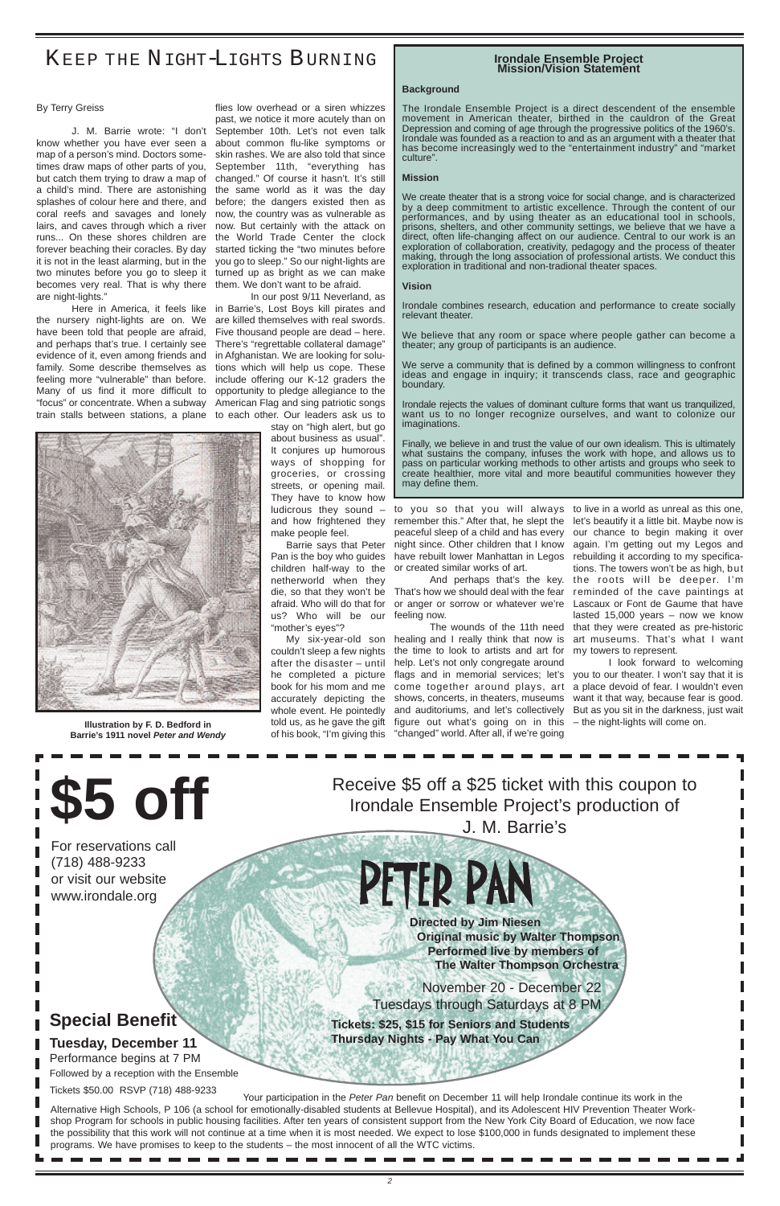# KEEP THE NIGHT-LIGHTS BURNING

By Terry Greiss

J. M. Barrie wrote: "I don't know whether you have ever seen a map of a person's mind. Doctors sometimes draw maps of other parts of you, but catch them trying to draw a map of a child's mind. There are astonishing splashes of colour here and there, and coral reefs and savages and lonely lairs, and caves through which a river runs... On these shores children are forever beaching their coracles. By day it is not in the least alarming, but in the two minutes before you go to sleep it becomes very real. That is why there are night-lights."

Here in America, it feels like the nursery night-lights are on. We have been told that people are afraid, and perhaps that's true. I certainly see evidence of it, even among friends and family. Some describe themselves as feeling more "vulnerable" than before. Many of us find it more difficult to "focus" or concentrate. When a subway train stalls between stations, a plane flies low overhead or a siren whizzes past, we notice it more acutely than on September 10th. Let's not even talk about common flu-like symptoms or skin rashes. We are also told that since September 11th, "everything has changed." Of course it hasn't. It's still the same world as it was the day before; the dangers existed then as now, the country was as vulnerable as now. But certainly with the attack on the World Trade Center the clock started ticking the "two minutes before you go to sleep." So our night-lights are turned up as bright as we can make them. We don't want to be afraid.

In our post 9/11 Neverland, as in Barrie's, Lost Boys kill pirates and are killed themselves with real swords. Five thousand people are dead – here. There's "regrettable collateral damage" in Afghanistan. We are looking for solutions which will help us cope. These include offering our K-12 graders the opportunity to pledge allegiance to the American Flag and sing patriotic songs to each other. Our leaders ask us to stay on "high alert, but go about business as usual". It conjures up humorous ways of shopping for groceries, or crossing streets, or opening mail. They have to know how ludicrous they sound – and how frightened they make people feel.

Barrie says that Peter Pan is the boy who guides children half-way to the netherworld when they die, so that they won't be afraid. Who will do that for us? Who will be our "mother's eyes"?

My six-year-old son couldn't sleep a few nights after the disaster – until he completed a picture book for his mom and me accurately depicting the whole event. He pointedly told us, as he gave the gift of his book, "I'm giving this to you so that you will always remember this." After that, he slept the peaceful sleep of a child and has every night since. Other children that I know have rebuilt lower Manhattan in Legos or created similar works of art.

And perhaps that's the key. That's how we should deal with the fear or anger or sorrow or whatever we're feeling now.

The wounds of the 11th need healing and I really think that now is the time to look to artists and art for help. Let's not only congregate around flags and in memorial services; let's come together around plays, art shows, concerts, in theaters, museums and auditoriums, and let's collectively figure out what's going on in this "changed" world. After all, if we're going to live in a world as unreal as this one, let's beautify it a little bit. Maybe now is our chance to begin making it over again. I'm getting out my Legos and rebuilding it according to my specifications. The towers won't be as high, but the roots will be deeper. I'm reminded of the cave paintings at Lascaux or Font de Gaume that have lasted 15,000 years – now we know that they were created as pre-historic art museums. That's what I want my towers to represent.

I look forward to welcoming you to our theater. I won't say that it is a place devoid of fear. I wouldn't even want it that way, because fear is good. But as you sit in the darkness, just wait – the night-lights will come on.

Illustration by F. D. Bedford in Barrie's 1911 novel *Peter and Wendy*

## Irondale Ensemble Project Mission/Vision Statement

**Background**

The Irondale Ensemble Project is a direct descendent of the ensemble movement in American theater, birthed in the cauldron of the Great Depression and coming of age through the progressive politics of the 1960's. Irondale was founded as a reaction to and as an argument with a theater that has become increasingly wed to the "entertainment industry" and "market culture".

**Mission**

We create theater that is a strong voice for social change, and is characterized by a deep commitment to artistic excellence. Through the content of our performances, and by using theater as an educational tool in schools, prisons, shelters, and other community settings, we believe that we have a direct, often life-changing affect on our audience. Central to our work is an exploration of collaboration, creativity, pedagogy and the process of theater making, through the long association of professional artists. We conduct this exploration in traditional and non-tradional theater spaces.

**Vision**

Irondale combines research, education and performance to create socially relevant theater.

We believe that any room or space where people gather can become a theater; any group of participants is an audience.

We serve a community that is defined by a common willingness to confront ideas and engage in inquiry; it transcends class, race and geographic boundary.

Irondale rejects the values of dominant culture forms that want us tranquilized, want us to no longer recognize ourselves, and want to colonize our imaginations.

Finally, we believe in and trust the value of our own idealism. This is ultimately what sustains the company, infuses the work with hope, and allows us to pass on particular working methods to other artists and groups who seek to create healthier, more vital and more beautiful communities however they may define them.

---

# $5 off

Receive $5 off a $25 ticket with this coupon to Irondale Ensemble Project's production of J. M. Barrie's

# PETER PAN

For reservations call (718) 488-9233 or visit our website www.irondale.org

**Directed by Jim Niesen**
**Original music by Walter Thompson**
**Performed live by members of The Walter Thompson Orchestra**

November 20 - December 22
Tuesdays through Saturdays at 8 PM

**Tickets: $25, $15 for Seniors and Students**
**Thursday Nights - Pay What You Can**

## Special Benefit

**Tuesday, December 11**
Performance begins at 7 PM
Followed by a reception with the Ensemble

Tickets $50.00 RSVP (718) 488-9233

Your participation in the *Peter Pan* benefit on December 11 will help Irondale continue its work in the Alternative High Schools, P 106 (a school for emotionally-disabled students at Bellevue Hospital), and its Adolescent HIV Prevention Theater Workshop Program for schools in public housing facilities. After ten years of consistent support from the New York City Board of Education, we now face the possibility that this work will not continue at a time when it is most needed. We expect to lose $100,000 in funds designated to implement these programs. We have promises to keep to the students – the most innocent of all the WTC victims.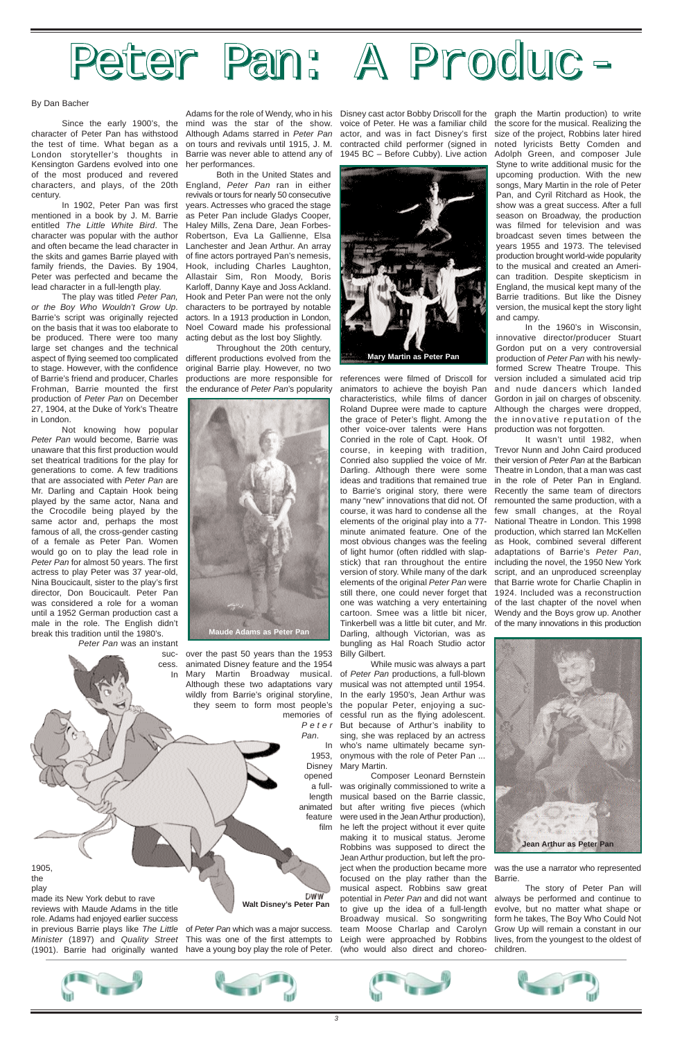# Peter Pan: A Produc-

By Dan Bacher

Since the early 1900's, the character of Peter Pan has withstood the test of time. What began as a London storyteller's thoughts in Kensington Gardens evolved into one of the most produced and revered characters, and plays, of the 20th century.

In 1902, Peter Pan was first mentioned in a book by J. M. Barrie entitled *The Little White Bird*. The character was popular with the author and often became the lead character in the skits and games Barrie played with family friends, the Davies. By 1904, Peter was perfected and became the lead character in a full-length play.

The play was titled *Peter Pan, or the Boy Who Wouldn't Grow Up*. Barrie's script was originally rejected on the basis that it was too elaborate to be produced. There were too many large set changes and the technical aspect of flying seemed too complicated to stage. However, with the confidence of Barrie's friend and producer, Charles Frohman, Barrie mounted the first production of *Peter Pan* on December 27, 1904, at the Duke of York's Theatre in London.

Not knowing how popular *Peter Pan* would become, Barrie was unaware that this first production would set theatrical traditions for the play for generations to come. A few traditions that are associated with *Peter Pan* are Mr. Darling and Captain Hook being played by the same actor, Nana and the Crocodile being played by the same actor and, perhaps the most famous of all, the cross-gender casting of a female as Peter Pan. Women would go on to play the lead role in *Peter Pan* for almost 50 years. The first actress to play Peter was 37 year-old, Nina Boucicault, sister to the play's first director, Don Boucicault. Peter Pan was considered a role for a woman until a 1952 German production cast a male in the role. The English didn't break this tradition until the 1980's.

*Peter Pan* was an instant success. In 1905, the play made its New York debut to rave reviews with Maude Adams in the title role. Adams had enjoyed earlier success in previous Barrie plays like *The Little Minister* (1897) and *Quality Street* (1901). Barrie had originally wanted Adams for the role of Wendy, who in his mind was the star of the show. Although Adams starred in *Peter Pan* on tours and revivals until 1915, J. M. Barrie was never able to attend any of her performances.

Both in the United States and England, *Peter Pan* ran in either revivals or tours for nearly 50 consecutive years. Actresses who graced the stage as Peter Pan include Gladys Cooper, Haley Mills, Zena Dare, Jean Forbes-Robertson, Eva La Gallienne, Elsa Lanchester and Jean Arthur. An array of fine actors portrayed Pan's nemesis, Hook, including Charles Laughton, Allastair Sim, Ron Moody, Boris Karloff, Danny Kaye and Joss Ackland. Hook and Peter Pan were not the only characters to be portrayed by notable actors. In a 1913 production in London, Noel Coward made his professional acting debut as the lost boy Slightly.

Throughout the 20th century, different productions evolved from the original Barrie play. However, no two productions are more responsible for the endurance of *Peter Pan*'s popularity over the past 50 years than the 1953 animated Disney feature and the 1954 Mary Martin Broadway musical. Although these two adaptations vary wildly from Barrie's original storyline, they seem to form most people's memories of *Peter Pan*.

Maude Adams as Peter Pan

Walt Disney's Peter Pan

In 1953, Disney opened a full-length animated feature film of *Peter Pan* which was a major success. This was one of the first attempts to have a young boy play the role of Peter. Disney cast actor Bobby Driscoll for the voice of Peter. He was a familiar child actor, and was in fact Disney's first contracted child performer (signed in 1945 BC – Before Cubby). Live action references were filmed of Driscoll for animators to achieve the boyish Pan characteristics, while films of dancer Roland Dupree were made to capture the grace of Peter's flight. Among the other voice-over talents were Hans Conried in the role of Capt. Hook. Of course, in keeping with tradition, Conried also supplied the voice of Mr. Darling. Although there were some ideas and traditions that remained true to Barrie's original story, there were many "new" innovations that did not. Of course, it was hard to condense all the elements of the original play into a 77-minute animated feature. One of the most obvious changes was the feeling of light humor (often riddled with slap-stick) that ran throughout the entire version of story. While many of the dark elements of the original *Peter Pan* were still there, one could never forget that one was watching a very entertaining cartoon. Smee was a little bit nicer, Tinkerbell was a little bit cuter, and Mr. Darling, although Victorian, was as bungling as Hal Roach Studio actor Billy Gilbert.

Mary Martin as Peter Pan

While music was always a part of *Peter Pan* productions, a full-blown musical was not attempted until 1954. In the early 1950's, Jean Arthur was the popular Peter, enjoying a successful run as the flying adolescent. But because of Arthur's inability to sing, she was replaced by an actress who's name ultimately became synonymous with the role of Peter Pan ... Mary Martin.

Composer Leonard Bernstein was originally commissioned to write a musical based on the Barrie classic, but after writing five pieces (which were used in the Jean Arthur production), he left the project without it ever quite making it to musical status. Jerome Robbins was supposed to direct the Jean Arthur production, but left the project when the production became more focused on the play rather than the musical aspect. Robbins saw great potential in *Peter Pan* and did not want to give up the idea of a full-length Broadway musical. So songwriting team Moose Charlap and Carolyn Leigh were approached by Robbins (who would also direct and choreograph the Martin production) to write the score for the musical. Realizing the size of the project, Robbins later hired noted lyricists Betty Comden and Adolph Green, and composer Jule Styne to write additional music for the upcoming production. With the new songs, Mary Martin in the role of Peter Pan, and Cyril Ritchard as Hook, the show was a great success. After a full season on Broadway, the production was filmed for television and was broadcast seven times between the years 1955 and 1973. The televised production brought world-wide popularity to the musical and created an American tradition. Despite skepticism in England, the musical kept many of the Barrie traditions. But like the Disney version, the musical kept the story light and campy.

In the 1960's in Wisconsin, innovative director/producer Stuart Gordon put on a very controversial production of *Peter Pan* with his newly-formed Screw Theatre Troupe. This version included a simulated acid trip and nude dancers which landed Gordon in jail on charges of obscenity. Although the charges were dropped, the innovative reputation of the production was not forgotten.

It wasn't until 1982, when Trevor Nunn and John Caird produced their version of *Peter Pan* at the Barbican Theatre in London, that a man was cast in the role of Peter Pan in England. Recently the same team of directors remounted the same production, with a few small changes, at the Royal National Theatre in London. This 1998 production, which starred Ian McKellen as Hook, combined several different adaptations of Barrie's *Peter Pan*, including the novel, the 1950 New York script, and an unproduced screenplay that Barrie wrote for Charlie Chaplin in 1924. Included was a reconstruction of the last chapter of the novel when Wendy and the Boys grow up. Another of the many innovations in this production was the use a narrator who represented Barrie.

Jean Arthur as Peter Pan

The story of Peter Pan will always be performed and continue to evolve, but no matter what shape or form he takes, The Boy Who Could Not Grow Up will remain a constant in our lives, from the youngest to the oldest of children.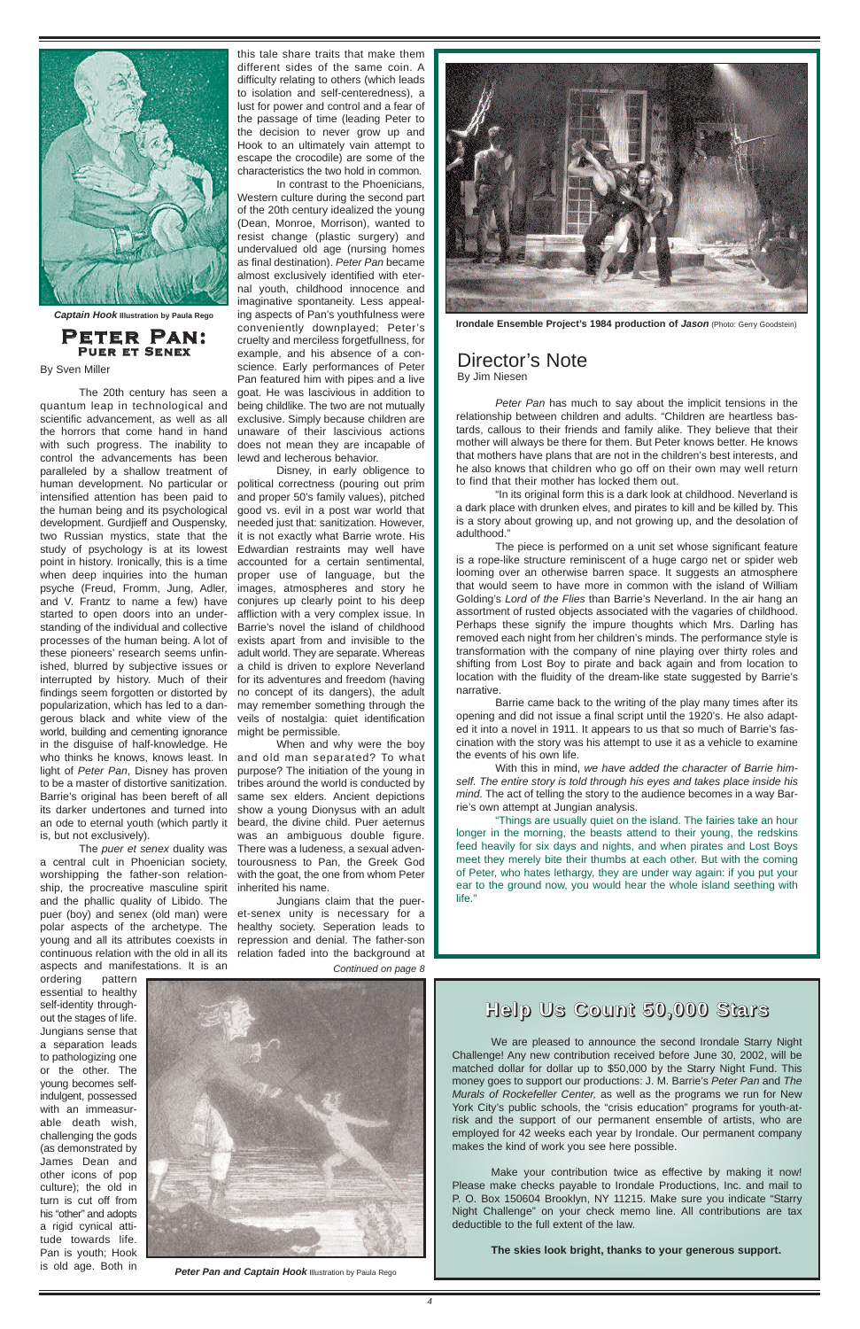*Captain Hook* Illustration by Paula Rego

# Peter Pan: Puer et Senex

By Sven Miller

The 20th century has seen a quantum leap in technological and scientific advancement, as well as all the horrors that come hand in hand with such progress. The inability to control the advancements has been paralleled by a shallow treatment of human development. No particular or intensified attention has been paid to the human being and its psychological development. Gurdjieff and Ouspensky, two Russian mystics, state that the study of psychology is at its lowest point in history. Ironically, this is a time when deep inquiries into the human psyche (Freud, Fromm, Jung, Adler, and V. Frantz to name a few) have started to open doors into an understanding of the individual and collective processes of the human being. A lot of these pioneers' research seems unfinished, blurred by subjective issues or interrupted by history. Much of their findings seem forgotten or distorted by popularization, which has led to a dangerous black and white view of the world, building and cementing ignorance in the disguise of half-knowledge. He who thinks he knows, knows least. In light of *Peter Pan*, Disney has proven to be a master of distortive sanitization. Barrie's original has been bereft of all its darker undertones and turned into an ode to eternal youth (which partly it is, but not exclusively).

The *puer et senex* duality was a central cult in Phoenician society, worshipping the father-son relationship, the procreative masculine spirit and the phallic quality of Libido. The puer (boy) and senex (old man) were polar aspects of the archetype. The young and all its attributes coexists in continuous relation with the old in all its aspects and manifestations. It is an ordering pattern essential to healthy self-identity throughout the stages of life. Jungians sense that a separation leads to pathologizing one or the other. The young becomes self-indulgent, possessed with an immeasurable death wish, challenging the gods (as demonstrated by James Dean and other icons of pop culture); the old in turn is cut off from his "other" and adopts a rigid cynical attitude towards life. Pan is youth; Hook is old age. Both in this tale share traits that make them different sides of the same coin. A difficulty relating to others (which leads to isolation and self-centeredness), a lust for power and control and a fear of the passage of time (leading Peter to the decision to never grow up and Hook to an ultimately vain attempt to escape the crocodile) are some of the characteristics the two hold in common.

In contrast to the Phoenicians, Western culture during the second part of the 20th century idealized the young (Dean, Monroe, Morrison), wanted to resist change (plastic surgery) and undervalued old age (nursing homes as final destination). *Peter Pan* became almost exclusively identified with eternal youth, childhood innocence and imaginative spontaneity. Less appealing aspects of Pan's youthfulness were conveniently downplayed; Peter's cruelty and merciless forgetfullness, for example, and his absence of a conscience. Early performances of Peter Pan featured him with pipes and a live goat. He was lascivious in addition to being childlike. The two are not mutually exclusive. Simply because children are unaware of their lascivious actions does not mean they are incapable of lewd and lecherous behavior.

Disney, in early obligence to political correctness (pouring out prim and proper 50's family values), pitched good vs. evil in a post war world that needed just that: sanitization. However, it is not exactly what Barrie wrote. His Edwardian restraints may well have accounted for a certain sentimental, proper use of language, but the images, atmospheres and story he conjures up clearly point to his deep affliction with a very complex issue. In Barrie's novel the island of childhood exists apart from and invisible to the adult world. They are separate. Whereas a child is driven to explore Neverland for its adventures and freedom (having no concept of its dangers), the adult may remember something through the veils of nostalgia: quiet identification might be permissible.

When and why were the boy and old man separated? To what purpose? The initiation of the young in tribes around the world is conducted by same sex elders. Ancient depictions show a young Dionysus with an adult beard, the divine child. Puer aeternus was an ambiguous double figure. There was a ludeness, a sexual adventourousness to Pan, the Greek God with the goat, the one from whom Peter inherited his name.

Jungians claim that the puer-et-senex unity is necessary for a healthy society. Seperation leads to repression and denial. The father-son relation faded into the background at

*Continued on page 8*

***Peter Pan and Captain Hook*** Illustration by Paula Rego

**Irondale Ensemble Project's 1984 production of *Jason*** (Photo: Gerry Goodstein)

## Director's Note

By Jim Niesen

*Peter Pan* has much to say about the implicit tensions in the relationship between children and adults. "Children are heartless bastards, callous to their friends and family alike. They believe that their mother will always be there for them. But Peter knows better. He knows that mothers have plans that are not in the children's best interests, and he also knows that children who go off on their own may well return to find that their mother has locked them out.

"In its original form this is a dark look at childhood. Neverland is a dark place with drunken elves, and pirates to kill and be killed by. This is a story about growing up, and not growing up, and the desolation of adulthood."

The piece is performed on a unit set whose significant feature is a rope-like structure reminiscent of a huge cargo net or spider web looming over an otherwise barren space. It suggests an atmosphere that would seem to have more in common with the island of William Golding's *Lord of the Flies* than Barrie's Neverland. In the air hang an assortment of rusted objects associated with the vagaries of childhood. Perhaps these signify the impure thoughts which Mrs. Darling has removed each night from her children's minds. The performance style is transformation with the company of nine playing over thirty roles and shifting from Lost Boy to pirate and back again and from location to location with the fluidity of the dream-like state suggested by Barrie's narrative.

Barrie came back to the writing of the play many times after its opening and did not issue a final script until the 1920's. He also adapted it into a novel in 1911. It appears to us that so much of Barrie's fascination with the story was his attempt to use it as a vehicle to examine the events of his own life.

With this in mind, *we have added the character of Barrie himself. The entire story is told through his eyes and takes place inside his mind.* The act of telling the story to the audience becomes in a way Barrie's own attempt at Jungian analysis.

"Things are usually quiet on the island. The fairies take an hour longer in the morning, the beasts attend to their young, the redskins feed heavily for six days and nights, and when pirates and Lost Boys meet they merely bite their thumbs at each other. But with the coming of Peter, who hates lethargy, they are under way again: if you put your ear to the ground now, you would hear the whole island seething with life."

## Help Us Count 50,000 Stars

We are pleased to announce the second Irondale Starry Night Challenge! Any new contribution received before June 30, 2002, will be matched dollar for dollar up to $50,000 by the Starry Night Fund. This money goes to support our productions: J. M. Barrie's *Peter Pan* and *The Murals of Rockefeller Center,* as well as the programs we run for New York City's public schools, the "crisis education" programs for youth-at-risk and the support of our permanent ensemble of artists, who are employed for 42 weeks each year by Irondale. Our permanent company makes the kind of work you see here possible.

Make your contribution twice as effective by making it now! Please make checks payable to Irondale Productions, Inc. and mail to P. O. Box 150604 Brooklyn, NY 11215. Make sure you indicate "Starry Night Challenge" on your check memo line. All contributions are tax deductible to the full extent of the law.

**The skies look bright, thanks to your generous support.**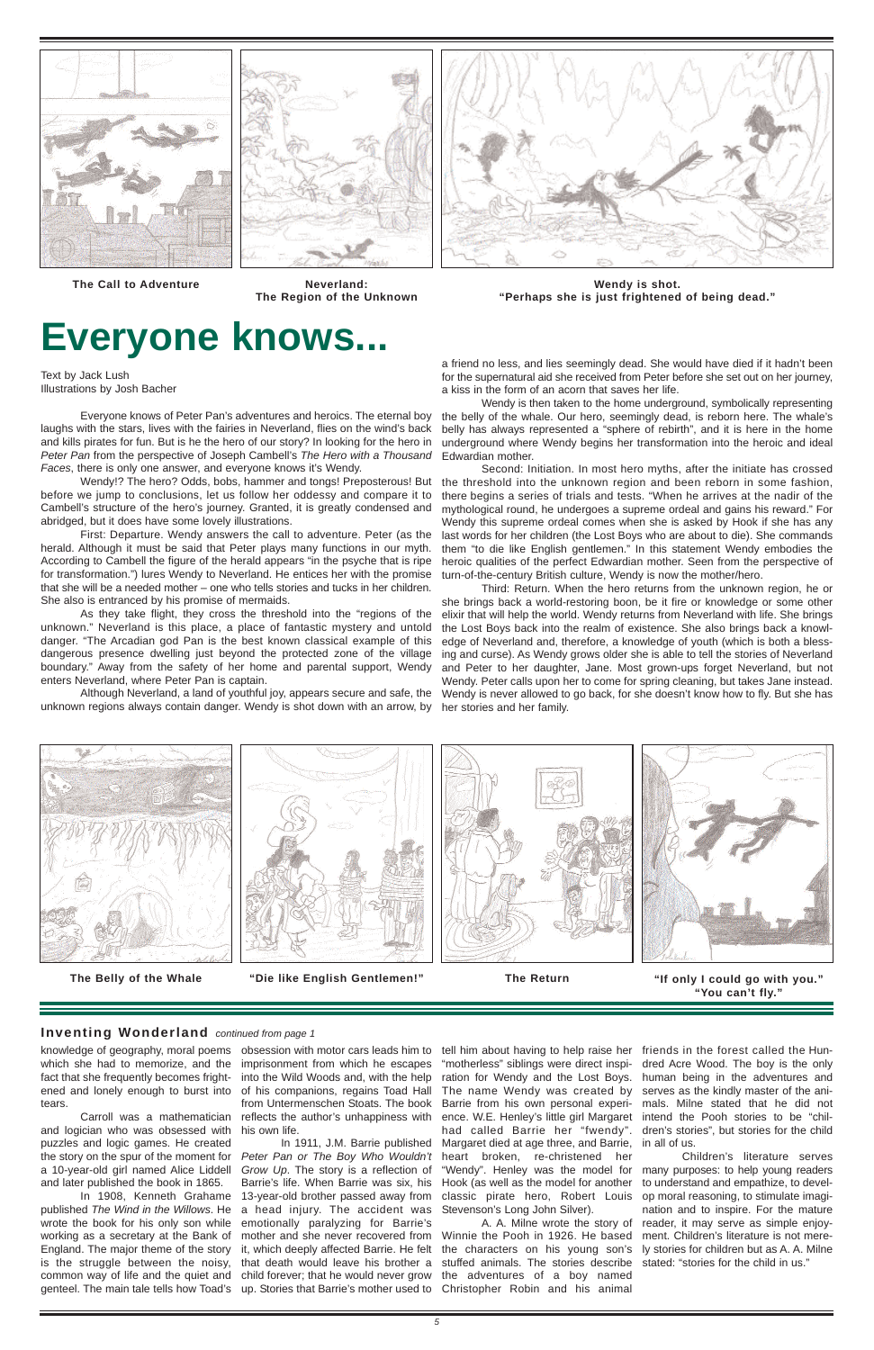The Call to Adventure

Neverland:
The Region of the Unknown

Wendy is shot.
"Perhaps she is just frightened of being dead."

# Everyone knows...

Text by Jack Lush
Illustrations by Josh Bacher

Everyone knows of Peter Pan's adventures and heroics. The eternal boy laughs with the stars, lives with the fairies in Neverland, flies on the wind's back and kills pirates for fun. But is he the hero of our story? In looking for the hero in *Peter Pan* from the perspective of Joseph Campbell's *The Hero with a Thousand Faces*, there is only one answer, and everyone knows it's Wendy.

Wendy!? The hero? Odds, bobs, hammer and tongs! Preposterous! But before we jump to conclusions, let us follow her oddessy and compare it to Campbell's structure of the hero's journey. Granted, it is greatly condensed and abridged, but it does have some lovely illustrations.

First: Departure. Wendy answers the call to adventure. Peter (as the herald. Although it must be said that Peter plays many functions in our myth. According to Cambell the figure of the herald appears "in the psyche that is ripe for transformation.") lures Wendy to Neverland. He entices her with the promise that she will be a needed mother – one who tells stories and tucks in her children. She also is entranced by his promise of mermaids.

As they take flight, they cross the threshold into the "regions of the unknown." Neverland is this place, a place of fantastic mystery and untold danger. "The Arcadian god Pan is the best known classical example of this dangerous presence dwelling just beyond the protected zone of the village boundary." Away from the safety of her home and parental support, Wendy enters Neverland, where Peter Pan is captain.

Although Neverland, a land of youthful joy, appears secure and safe, the unknown regions always contain danger. Wendy is shot down with an arrow, by a friend no less, and lies seemingly dead. She would have died if it hadn't been for the supernatural aid she received from Peter before she set out on her journey, a kiss in the form of an acorn that saves her life.

Wendy is then taken to the home underground, symbolically representing the belly of the whale. Our hero, seemingly dead, is reborn here. The whale's belly has always represented a "sphere of rebirth", and it is here in the home underground where Wendy begins her transformation into the heroic and ideal Edwardian mother.

Second: Initiation. In most hero myths, after the initiate has crossed the threshold into the unknown region and been reborn in some fashion, there begins a series of trials and tests. "When he arrives at the nadir of the mythological round, he undergoes a supreme ordeal and gains his reward." For Wendy this supreme ordeal comes when she is asked by Hook if she has any last words for her children (the Lost Boys who are about to die). She commands them "to die like English gentlemen." In this statement Wendy embodies the heroic qualities of the perfect Edwardian mother. Seen from the perspective of turn-of-the-century British culture, Wendy is now the mother/hero.

Third: Return. When the hero returns from the unknown region, he or she brings back a world-restoring boon, be it fire or knowledge or some other elixir that will help the world. Wendy returns from Neverland with life. She brings the Lost Boys back into the realm of existence. She also brings back a knowledge of Neverland and, therefore, a knowledge of youth (which is both a blessing and curse). As Wendy grows older she is able to tell the stories of Neverland and Peter to her daughter, Jane. Most grown-ups forget Neverland, but not Wendy. Peter calls upon her to come for spring cleaning, but takes Jane instead. Wendy is never allowed to go back, for she doesn't know how to fly. But she has her stories and her family.

The Belly of the Whale

"Die like English Gentlemen!"

The Return

"If only I could go with you."
"You can't fly."

## Inventing Wonderland *continued from page 1*

knowledge of geography, moral poems which she had to memorize, and the fact that she frequently becomes frightened and lonely enough to burst into tears.

Carroll was a mathematician and logician who was obsessed with puzzles and logic games. He created the story on the spur of the moment for a 10-year-old girl named Alice Liddell and later published the book in 1865.

In 1908, Kenneth Grahame published *The Wind in the Willows*. He wrote the book for his only son while working as a secretary at the Bank of England. The major theme of the story is the struggle between the noisy, common way of life and the quiet and genteel. The main tale tells how Toad's obsession with motor cars leads him to imprisonment from which he escapes into the Wild Woods and, with the help of his companions, regains Toad Hall from Untermenschen Stoats. The book reflects the author's unhappiness with his own life.

In 1911, J.M. Barrie published *Peter Pan or The Boy Who Wouldn't Grow Up*. The story is a reflection of Barrie's life. When Barrie was six, his 13-year-old brother passed away from a head injury. The accident was emotionally paralyzing for Barrie's mother and she never recovered from it, which deeply affected Barrie. He felt that death would leave his brother a child forever; that he would never grow up. Stories that Barrie's mother used to tell him about having to help raise her "motherless" siblings were direct inspiration for Wendy and the Lost Boys. The name Wendy was created by Barrie from his own personal experience. W.E. Henley's little girl Margaret had called Barrie her "fwendy". Margaret died at age three, and Barrie, heart broken, re-christened her "Wendy". Henley was the model for Hook (as well as the model for another classic pirate hero, Robert Louis Stevenson's Long John Silver).

A. A. Milne wrote the story of Winnie the Pooh in 1926. He based the characters on his young son's stuffed animals. The stories describe the adventures of a boy named Christopher Robin and his animal friends in the forest called the Hundred Acre Wood. The boy is the only human being in the adventures and serves as the kindly master of the animals. Milne stated that he did not intend the Pooh stories to be "children's stories", but stories for the child in all of us.

Children's literature serves many purposes: to help young readers to understand and empathize, to develop moral reasoning, to stimulate imagination and to inspire. For the mature reader, it may serve as simple enjoyment. Children's literature is not merely stories for children but as A. A. Milne stated: "stories for the child in us."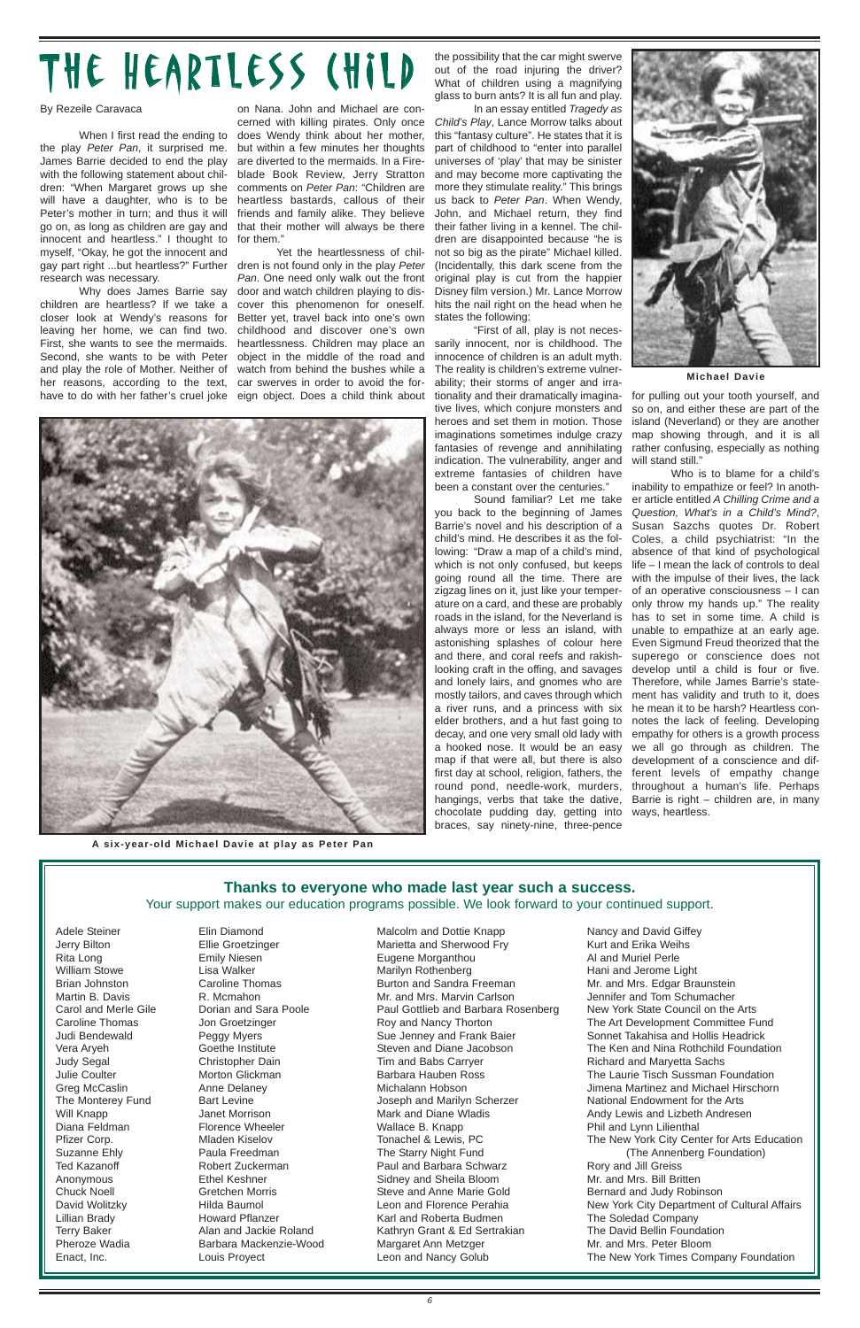# THE HEARTLESS CHILD

By Rezeile Caravaca

When I first read the ending to the play *Peter Pan*, it surprised me. James Barrie decided to end the play with the following statement about children: "When Margaret grows up she will have a daughter, who is to be Peter's mother in turn; and thus it will go on, as long as children are gay and innocent and heartless." I thought to myself, "Okay, he got the innocent and gay part right ...but heartless?" Further research was necessary.

Why does James Barrie say children are heartless? If we take a closer look at Wendy's reasons for leaving her home, we can find two. First, she wants to see the mermaids. Second, she wants to be with Peter and play the role of Mother. Neither of her reasons, according to the text, have to do with her father's cruel joke on Nana. John and Michael are concerned with killing pirates. Only once does Wendy think about her mother, but within a few minutes her thoughts are diverted to the mermaids. In a Fireblade Book Review, Jerry Stratton comments on *Peter Pan*: "Children are heartless bastards, callous of their friends and family alike. They believe that their mother will always be there for them."

Yet the heartlessness of children is not found only in the play *Peter Pan*. One need only walk out the front door and watch children playing to discover this phenomenon for oneself. Better yet, travel back into one's own childhood and discover one's own heartlessness. Children may place an object in the middle of the road and watch from behind the bushes while a car swerves in order to avoid the foreign object. Does a child think about the possibility that the car might swerve out of the road injuring the driver? What of children using a magnifying glass to burn ants? It is all fun and play.

In an essay entitled *Tragedy as Child's Play*, Lance Morrow talks about this "fantasy culture". He states that it is part of childhood to "enter into parallel universes of 'play' that may be sinister and may become more captivating the more they stimulate reality." This brings us back to *Peter Pan*. When Wendy, John, and Michael return, they find their father living in a kennel. The children are disappointed because "he is not so big as the pirate" Michael killed. (Incidentally, this dark scene from the original play is cut from the happier Disney film version.) Mr. Lance Morrow hits the nail right on the head when he states the following:

"First of all, play is not necessarily innocent, nor is childhood. The innocence of children is an adult myth. The reality is children's extreme vulnerability; their storms of anger and irrationality and their dramatically imaginative lives, which conjure monsters and heroes and set them in motion. Those imaginations sometimes indulge crazy fantasies of revenge and annihilating indication. The vulnerability, anger and extreme fantasies of children have been a constant over the centuries."

Sound familiar? Let me take you back to the beginning of James Barrie's novel and his description of a child's mind. He describes it as the following: "Draw a map of a child's mind, which is not only confused, but keeps going round all the time. There are zigzag lines on it, just like your temperature on a card, and these are probably roads in the island, for the Neverland is always more or less an island, with astonishing splashes of colour here and there, and coral reefs and rakish-looking craft in the offing, and savages and lonely lairs, and gnomes who are mostly tailors, and caves through which a river runs, and a princess with six elder brothers, and a hut fast going to decay, and one very small old lady with a hooked nose. It would be an easy map if that were all, but there is also first day at school, religion, fathers, the round pond, needle-work, murders, hangings, verbs that take the dative, chocolate pudding day, getting into braces, say ninety-nine, three-pence for pulling out your tooth yourself, and so on, and either these are part of the island (Neverland) or they are another map showing through, and it is all rather confusing, especially as nothing will stand still."

Who is to blame for a child's inability to empathize or feel? In another article entitled *A Chilling Crime and a Question, What's in a Child's Mind?*, Susan Sazchs quotes Dr. Robert Coles, a child psychiatrist: "In the absence of that kind of psychological life – I mean the lack of controls to deal with the impulse of their lives, the lack of an operative consciousness – I can only throw my hands up." The reality has to set in some time. A child is unable to empathize at an early age. Even Sigmund Freud theorized that the superego or conscience does not develop until a child is four or five. Therefore, while James Barrie's statement has validity and truth to it, does he mean it to be harsh? Heartless connotes the lack of feeling. Developing empathy for others is a growth process we all go through as children. The development of a conscience and different levels of empathy change throughout a human's life. Perhaps Barrie is right – children are, in many ways, heartless.

**Michael Davie**

**A six-year-old Michael Davie at play as Peter Pan**

---

## Thanks to everyone who made last year such a success.

Your support makes our education programs possible. We look forward to your continued support.

Adele Steiner
Jerry Bilton
Rita Long
William Stowe
Brian Johnston
Martin B. Davis
Carol and Merle Gile
Caroline Thomas
Judi Bendewald
Vera Aryeh
Judy Segal
Julie Coulter
Greg McCaslin
The Monterey Fund
Will Knapp
Diana Feldman
Pfizer Corp.
Suzanne Ehly
Ted Kazanoff
Anonymous
Chuck Noell
David Wolitzky
Lillian Brady
Terry Baker
Pheroze Wadia
Enact, Inc.
Elin Diamond
Ellie Groetzinger
Emily Niesen
Lisa Walker
Caroline Thomas
R. Mcmahon
Dorian and Sara Poole
Jon Groetzinger
Peggy Myers
Goethe Institute
Christopher Dain
Morton Glickman
Anne Delaney
Bart Levine
Janet Morrison
Florence Wheeler
Mladen Kiselov
Paula Freedman
Robert Zuckerman
Ethel Keshner
Gretchen Morris
Hilda Baumol
Howard Pflanzer
Alan and Jackie Roland
Barbara Mackenzie-Wood
Louis Proyect
Malcolm and Dottie Knapp
Marietta and Sherwood Fry
Eugene Morganthou
Marilyn Rothenberg
Burton and Sandra Freeman
Mr. and Mrs. Marvin Carlson
Paul Gottlieb and Barbara Rosenberg
Roy and Nancy Thorton
Sue Jenney and Frank Baier
Steven and Diane Jacobson
Tim and Babs Carryer
Barbara Hauben Ross
Michalann Hobson
Joseph and Marilyn Scherzer
Mark and Diane Wladis
Wallace B. Knapp
Tonachel & Lewis, PC
The Starry Night Fund
Paul and Barbara Schwarz
Sidney and Sheila Bloom
Steve and Anne Marie Gold
Leon and Florence Perahia
Karl and Roberta Budmen
Kathryn Grant & Ed Sertrakian
Margaret Ann Metzger
Leon and Nancy Golub
Nancy and David Giffey
Kurt and Erika Weihs
Al and Muriel Perle
Hani and Jerome Light
Mr. and Mrs. Edgar Braunstein
Jennifer and Tom Schumacher
New York State Council on the Arts
The Art Development Committee Fund
Sonnet Takahisa and Hollis Headrick
The Ken and Nina Rothchild Foundation
Richard and Maryetta Sachs
The Laurie Tisch Sussman Foundation
Jimena Martinez and Michael Hirschorn
National Endowment for the Arts
Andy Lewis and Lizbeth Andresen
Phil and Lynn Lilienthal
The New York City Center for Arts Education (The Annenberg Foundation)
Rory and Jill Greiss
Mr. and Mrs. Bill Britten
Bernard and Judy Robinson
New York City Department of Cultural Affairs
The Soledad Company
The David Bellin Foundation
Mr. and Mrs. Peter Bloom
The New York Times Company Foundation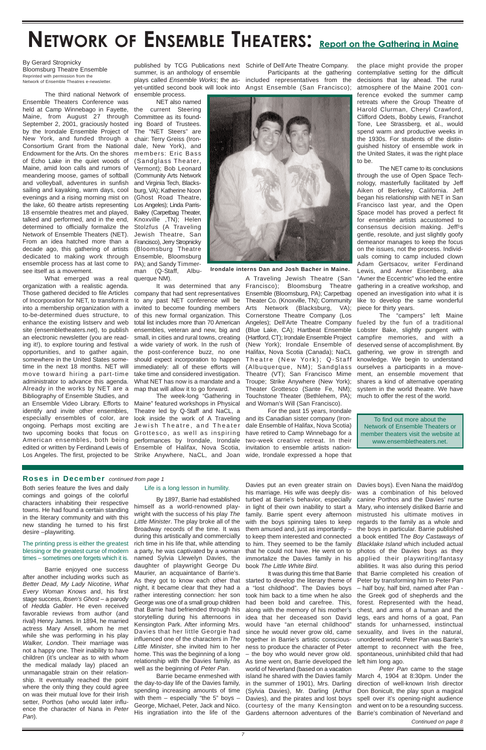# NETWORK OF ENSEMBLE THEATERS: Report on the Gathering in Maine

By Gerard Stropnicky
Bloomsburg Theatre Ensemble
Reprinted with permission from the
Network of Ensemble Theatres e-newsletter.

The third national Network of Ensemble Theaters Conference was held at Camp Winnebago in Fayette, Maine, from August 27 through September 2, 2001, graciously hosted by the Irondale Ensemble Project of New York, and funded through a Consortium Grant from the National Endowment for the Arts. On the shores of Echo Lake in the quiet woods of Maine, amid loon calls and rumors of meandering moose, games of softball and volleyball, adventures in sunfish sailing and kayaking, warm days, cool evenings and a rising morning mist on the lake, 60 theatre artists representing 18 ensemble theatres met and played, talked and performed, and in the end, determined to officially formalize the Network of Ensemble Theaters (NET). From an idea hatched more than a decade ago, this gathering of artists dedicated to making work through ensemble process has at last come to see itself as a movement.

What emerged was a real organization with a realistic agenda. Those gathered decided to file Articles of Incorporation for NET, to transform it into a membership organization with a to-be-determined dues structure, to enhance the existing listserv and web site (ensembletheaters.net), to publish an electronic newsletter (you are reading it!), to explore touring and festival opportunities, and to gather again, somewhere in the United States sometime in the next 18 months. NET will move toward hiring a part-time administrator to advance this agenda. Already in the works by NET are a Bibliography of Ensemble Studies, and an Ensemble Video Library. Efforts to identify and invite other ensembles, especially ensembles of color, are ongoing. Perhaps most exciting are two upcoming books that focus on American ensembles, both being edited or written by Ferdinand Lewis of Los Angeles. The first, projected to be published by TCG Publications next summer, is an anthology of ensemble plays called *Ensemble Works*; the as-yet-untitled second book will look into ensemble process.

NET also named the current Steering Committee as its founding Board of Trustees. The "NET Steers" are chair: Terry Greiss (Irondale, New York), and members: Eric Bass (Sandglass Theater, Vermont); Bob Leonard (Community Arts Network and Virginia Tech, Blacksburg, VA); Katherine Noon (Ghost Road Theatre, Los Angeles); Linda Parris-Bailey (Carpetbag Theater, Knoxville ,TN); Helen Stolzfus (A Traveling Jewish Theatre, San Francisco), Jerry Stropnicky (Bloomsburg Theatre Ensemble, Bloomsburg PA); and Sandy Timmerman (Q-Staff, Albuquerque NM).

It was determined that any company that had sent representatives to any past NET conference will be invited to become founding members of this new formal organization. This total list includes more than 70 American ensembles, veteran and new, big and small, in cities and rural towns, creating a wide variety of work. In the rush of the post-conference buzz, no one should expect incorporation to happen immediately: all of these efforts will take time and considered investigation. What NET has now is a mandate and a map that will allow it to go forward.

The week-long "Gathering in Maine" featured workshops in Physical Theatre led by Q-Staff and NaCL, a look inside the work of A Traveling Jewish Theatre, and Theater Grottesco, as well as inspiring performances by Irondale, Irondale Ensemble of Halifax, Nova Scotia, Strike Anywhere, NaCL, and Joan Schirle of Dell'Arte Theatre Company.

Irondale interns Dan and Josh Bacher in Maine.

Participants at the gathering included representatives from the Angst Ensemble (San Francisco); A Traveling Jewish Theatre (San Francisco); Bloomsburg Theatre Ensemble (Bloomsburg, PA); Carpetbag Theater Co. (Knoxville, TN); Community Arts Network (Blacksburg, VA); Cornerstone Theatre Company (Los Angeles); Dell'Arte Theatre Company (Blue Lake, CA); Hartbeat Ensemble (Hartford, CT); Irondale Ensemble Project (New York); Irondale Ensemble of Halifax, Nova Scotia (Canada); NaCL Theatre (New York); Q-Staff (Albuquerque, NM); Sandglass Theatre (VT); San Francisco Mime Troupe; Strike Anywhere (New York); Theater Grottesco (Sante Fe, NM); Touchstone Theater (Bethlehem, PA); and Woman's Will (San Francisco).

For the past 15 years, Irondale and its Canadian sister company (Irondale Ensemble of Halifax, Nova Scotia) have retired to Camp Winnebago for a two-week creative retreat. In their invitation to ensemble artists nationwide, Irondale expressed a hope that the place might provide the proper contemplative setting for the difficult decisions that lay ahead. The rural atmosphere of the Maine 2001 conference evoked the summer camp retreats where the Group Theatre of Harold Clurman, Cheryl Crawford, Clifford Odets, Bobby Lewis, Franchot Tone, Lee Strassberg, et al., would spend warm and productive weeks in the 1930s. For students of the distinguished history of ensemble work in the United States, it was the right place to be.

The NET came to its conclusions through the use of Open Space Technology, masterfully facilitated by Jeff Aiken of Berkeley, California. Jeff began his relationship with NET in San Francisco last year, and the Open Space model has proved a perfect fit for ensemble artists accustomed to consensus decision making. Jeff's gentle, resolute, and just slightly goofy demeanor manages to keep the focus on the issues, not the process. Individuals coming to camp included clown Adam Gertsacov, writer Ferdinand Lewis, and Avner Eisenberg, aka "Avner the Eccentric" who led the entire gathering in a creative workshop, and opened an investigation into what it is like to develop the same wonderful piece for thirty years.

The "campers" left Maine fueled by the fun of a traditional Lobster Bake, slightly pungent with campfire memories, and with a deserved sense of accomplishment. By gathering, we grow in strength and knowledge. We begin to understand ourselves as participants in a movement, an ensemble movement that shares a kind of alternative operating system in the world theatre. We have much to offer the rest of the world.

To find out more about the Network of Ensemble Theaters or member theaters visit the website at www.ensembletheaters.net.

## Roses in December *continued from page 1*

Both series feature the lives and daily comings and goings of the colorful characters inhabiting their respective towns. He had found a certain standing in the literary community and with this new standing he turned to his first desire –playwriting.

The printing press is either the greatest blessing or the greatest curse of modern times – sometimes one forgets which it is.

Barrie enjoyed one success after another including works such as *Better Dead*, *My Lady Nicotine*, *What Every Woman Knows* and, his first stage success, *Ibsen's Ghost* – a parody of *Hedda Gabler*. He even received favorable reviews from author (and rival) Henry James. In 1894, he married actress Mary Ansell, whom he met while she was performing in his play *Walker, London*. Their marriage was not a happy one. Their inability to have children (it's unclear as to with whom the medical malady lay) placed an unmanageable strain on their relationship. It eventually reached the point where the only thing they could agree on was their mutual love for their Irish setter, Porthos (who would later influence the character of Nana in *Peter Pan*).

Life is a long lesson in humility.

By 1897, Barrie had established himself as a world-renowned playwright with the success of his play *The Little Minister*. The play broke all of the Broadway records of the time. It was during this artistically and commercially rich time in his life that, while attending a party, he was captivated by a woman named Sylvia Llewelyn Davies, the daughter of playwright George Du Maurier, an acquaintance of Barrie's. As they got to know each other that night, it became clear that they had a rather interesting connection: her son George was one of a small group children that Barrie had befriended through his storytelling during his afternoons in Kensington Park. After informing Mrs. Davies that her little Georgie had influenced one of the characters in *The Little Minister*, she invited him to her home. This was the beginning of a long relationship with the Davies family, as well as the beginning of *Peter Pan*.

Barrie became enmeshed with the day-to-day life of the Davies family, spending increasing amounts of time with them – especially "the 5" boys – George, Michael, Peter, Jack and Nico. His ingratiation into the life of the Davies put an even greater strain on his marriage. His wife was deeply disturbed at Barrie's behavior, especially in light of their own inability to start a family. Barrie spent every afternoon with the boys spinning tales to keep them amused and, just as importantly – to keep them interested and connected to him. They seemed to be the family that he could not have. He went on to immortalize the Davies family in his book *The Little White Bird*.

It was during this time that Barrie started to develop the literary theme of a "lost childhood". The Davies boys took him back to a time when he also had been bold and carefree. This, along with the memory of his mother's idea that her deceased son David would have "an eternal childhood" since he would never grow old, came together in Barrie's artistic consciousness to produce the character of Peter – the boy who would never grow old. As time went on, Barrie developed the world of Neverland (based on a vacation island he shared with the Davies family in the summer of 1901), Mrs. Darling (Sylvia Davies), Mr. Darling (Arthur Davies), and the pirates and lost boys (courtesy of the many Kensington Gardens afternoon adventures of the Davies boys). Even Nana the maid/dog was a combination of his beloved canine Porthos and the Davies' nurse Mary, who intensely disliked Barrie and mistrusted his ultimate motives in regards to the family as a whole and the boys in particular. Barrie published a book entitled T*he Boy Castaways of Blacklake Island* which included actual photos of the Davies boys as they applied their playwriting/fantasy abilities. It was also during this period that Barrie completed his creation of Peter by transforming him to Peter Pan – half boy, half bird, named after Pan - the Greek god of shepherds and the forest. Represented with the head, chest, and arms of a human and the legs, ears and horns of a goat, Pan stands for unharnessed, instinctual sexuality, and lives in the natural, unordered world. Peter Pan was Barrie's attempt to reconnect with the free, spontaneous, uninhibited child that had left him long ago.

*Peter Pan* came to the stage March 4, 1904 at 8:30pm. Under the direction of well-known Irish director Don Bonicult, the play spun a magical spell over it's opening-night audience and went on to be a resounding success. Barrie's combination of Neverland and

*Continued on page 8*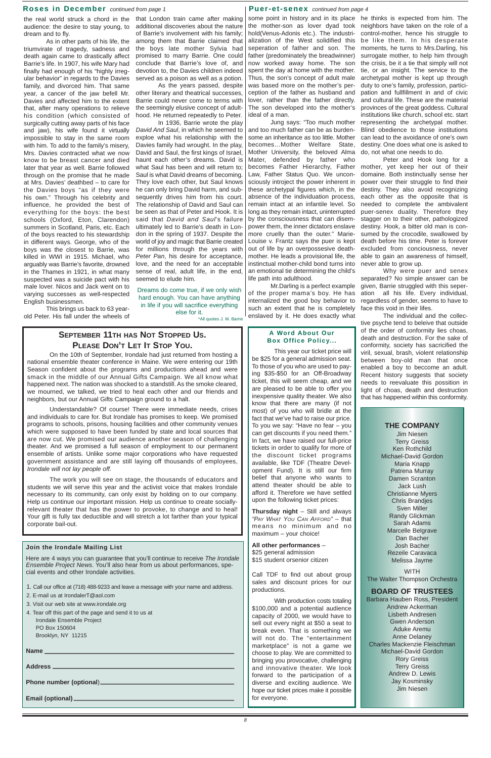## Roses in December *continued from page 1*

the real world struck a chord in the audience: the desire to stay young, to dream and to fly.

As in other parts of his life, the triumvirate of tragedy, sadness and death again came to drastically affect Barrie's life. In 1907, his wife Mary had finally had enough of his "highly irregular behavior" in regards to the Davies family, and divorced him. That same year, a cancer of the jaw befell Mr. Davies and affected him to the extent that, after many operations to relieve his condition (which consisted of surgically cutting away parts of his face and jaw), his wife found it virtually impossible to stay in the same room with him. To add to the family's misery, Mrs. Davies contracted what we now know to be breast cancer and died later that year as well. Barrie followed through on the promise that he made at Mrs. Davies' deathbed – to care for the Davies boys "as if they were his own." Through his celebrity and influence, he provided the best of everything for the boys: the best schools (Oxford, Eton, Clarendon) summers in Scotland, Paris, etc. Each of the boys reacted to his stewardship in different ways. George, who of the boys was the closest to Barrie, was killed in WWI in 1915. Michael, who arguably was Barrie's favorite, drowned in the Thames in 1921, in what many suspected was a suicide pact with his male lover. Nicos and Jack went on to varying successes as well-respected English businessmen.

This brings us back to 63 year-old Peter. His fall under the wheels of that London train came after making additional discoveries about the nature of Barrie's involvement with his family; among them that Barrie claimed that the boys late mother Sylvia had promised to marry Barrie. One could conclude that Barrie's love of, and devotion to, the Davies children indeed served as a poison as well as a potion.

As the years passed, despite other literary and theatrical successes, Barrie could never come to terms with the seemingly elusive concept of adulthood. He returned repeatedly to Peter.

In 1936, Barrie wrote the play *David And Saul*, in which he seemed to explore what his relationship with the Davies family had wrought. In the play, David and Saul, the first kings of Israel, haunt each other's dreams. David is what Saul has been and will return to; Saul is what David dreams of becoming. They love each other, but Saul knows he can only bring David harm, and subsequently drives him from his court. The relationship of David and Saul can be seen as that of Peter and Hook. It is said that *David and Saul*'s failure ultimately led to Barrie's death in London in the spring of 1937. Despite the world of joy and magic that Barrie created for millions through the years with *Peter Pan*, his desire for acceptance, love, and the need for an acceptable sense of real, adult life, in the end, seemed to elude him.

Dreams do come true, if we only wish hard enough. You can have anything in life if you will sacrifice everything else for it.

*All quotes J. M. Barrie

## Puer-et-senex *continued from page 4*

some point in history and in its place the mother-son as lover dyad took hold(Venus-Adonis etc.). The industrialization of the West solidified this seperation of father and son. The father (predominately the breadwinner) now worked away home. The son spent the day at home with the mother. Thus, the son's concept of adult male was based more on the mother's perception of the father as husband and lover, rather than the father directly. The son developed into the mother's ideal of a man.

Jung says: "Too much mother and too much father can be as burdensome an inheritance as too little. Mother becomes…Mother Welfare State, Mother University, the beloved Alma Mater, defended by father who becomes Father Hierarchy, Father Law, Father Status Quo. We unconsciously introject the power inherent in these archetypal figures which, in the absence of the individuation process, remain intact at an infantile level. So long as they remain intact, uninterrupted by the consciousness that can disempower them, the inner dictators enslave more cruelly than the outer." Marie-Louise v. Frantz says the puer is kept out of life by an overpossessive death-mother. He leads a provisional life, the instinctual mother-child bond turns into an emotional tie determining the child's life path into adulthood.

Mr.Darling is a perfect example of the proper mama's boy. He has internalized the good boy behavior to such an extent that he is completely enslaved by it. He does exactly what he thinks is expected from him. The neighbors have taken on the role of a control-mother, hence his struggle to be like them. In his desperate moments, he turns to Mrs.Darling, his surrogate mother, to help him through the crisis, be it a tie that simply will not tie, or an insight. The service to the archetypal mother is kept up through duty to one's family, profession, participation and fullfillment in and of civic and cultural life. These are the material provinces of the great goddess. Cultural institutions like church, school etc. start representing the archetypal mother. Blind obedience to those institutions can lead to the avoidance of one's own destiny. One does what one is asked to do, not what one needs to do.

Peter and Hook long for a mother, yet keep her out of their domaine. Both instinctually sense her power over their struggle to find their destiny. They also avoid recognizing each other as the opposite that is needed to complete the ambivalent puer-senex duality. Therefore they stagger on to their other, pathologized destiny. Hook, a bitter old man is consumed by the crocodile, swallowed by death before his time. Peter is forever excluded from conciousness, never able to gain an awareness of himself, never able to grow up.

Why were puer and senex separated? No simple answer can be given, Barrie struggled with this seperation all his life. Every individual, regardless of gender, seems to have to face this void in their lifes.

The individual and the collective psyche tend to beleive that outside of the order of conformity lies choas, death and destruction. For the sake of conformity, society has sacrificed the viril, sexual, brash, violent relationship between boy-old man that once enabled a boy to beccome an adult. Recent history suggests that society needs to reevaluate this position in light of choas, death and destruction that has happened within this conformity.

## September 11th Has Not Stopped Us. Please Don't Let It Stop You.

On the 10th of September, Irondale had just returned from hosting a national ensemble theater conference in Maine. We were entering our 19th Season confident about the programs and productions ahead and were smack in the middle of our Annual Gifts Campaign. We all know what happened next. The nation was shocked to a standstill. As the smoke cleared, we mourned, we talked, we tried to heal each other and our friends and neighbors, but our Annual Gifts Campaign ground to a halt.

Understandable? Of course! There were immediate needs, crises and individuals to care for. But Irondale has promises to keep. We promised programs to schools, prisons, housing facilities and other community venues which were supposed to have been funded by state and local sources that are now cut. We promised our audience another season of challenging theater. And we promised a full season of employment to our permanent ensemble of artists. Unlike some major corporations who have requested government assistance and are still laying off thousands of employees, *Irondale will not lay people off.*

The work you will see on stage, the thousands of educators and students we will serve this year and the activist voice that makes Irondale necessary to its community, can only exist by holding on to our company. Help us continue our important mission. Help us continue to create socially-relevant theater that has the power to provoke, to change and to heal! Your gift is fully tax deductible and will stretch a lot farther than your typical corporate bail-out.

### Join the Irondale Mailing List

Here are 4 ways you can guarantee that you'll continue to receive *The Irondale Ensemble Project News*. You'll also hear from us about performances, special events and other Irondale activities.

1. Call our office at (718) 488-9233 and leave a message with your name and address.
2. E-mail us at IrondalerT@aol.com
3. Visit our web site at www.irondale.org
4. Tear off this part of the page and send it to us at
   Irondale Ensemble Project
   PO Box 150604
   Brooklyn, NY 11215

**Name** ______________________

**Address** ______________________

**Phone number (optional)** ______________________

**Email (optional)** ______________________

### A Word About Our Box Office Policy...

This year our ticket price will be $25 for a general admission seat. To those of you who are used to paying $35-$50 for an Off-Broadway ticket, this will seem cheap, and we are pleased to be able to offer you inexpensive quality theater. We also know that there are many (if not most) of you who will bridle at the fact that we've had to raise our price. To you we say: "Have no fear – you can get discounts if you need them." In fact, we have raised our full-price tickets in order to qualify for more of the discount ticket programs available, like TDF (Theatre Development Fund). It is still our firm belief that anyone who wants to attend theater should be able to afford it. Therefore we have settled upon the following ticket prices:

**Thursday night** – Still and always *"Pay What You Can Afford"* – that means no minimum and no maximum – your choice!

**All other performances** –
$25 general admission
$15 student or senior citizen

Call TDF to find out about group sales and discount prices for our productions.

With production costs totaling $100,000 and a potential audience capacity of 2000, we would have to sell out every night at $50 a seat to break even. That is something we will not do. The "entertainment marketplace" is not a game we choose to play. We are committed to bringing you provocative, challenging and innovative theater. We look forward to the participation of a diverse and exciting audience. We hope our ticket prices make it possible for everyone.

### THE COMPANY

Jim Niesen
Terry Greiss
Ken Rothchild
Michael-David Gordon
Maria Knapp
Patrena Murray
Damen Scranton
Jack Lush
Christianne Myers
Chris Brandjes
Sven Miller
Randy Glickman
Sarah Adams
Marcelle Belgrave
Dan Bacher
Josh Bacher
Rezeile Caravaca
Melissa Jayme

WITH
The Walter Thompson Orchestra

### BOARD OF TRUSTEES

Barbara Hauben Ross, President
Andrew Ackerman
Lisbeth Andresen
Gwen Anderson
Aduke Aremu
Anne Delaney
Charles Mackenzie Fleischman
Michael-David Gordon
Rory Greiss
Terry Greiss
Andrew D. Lewis
Jay Kosminsky
Jim Niesen